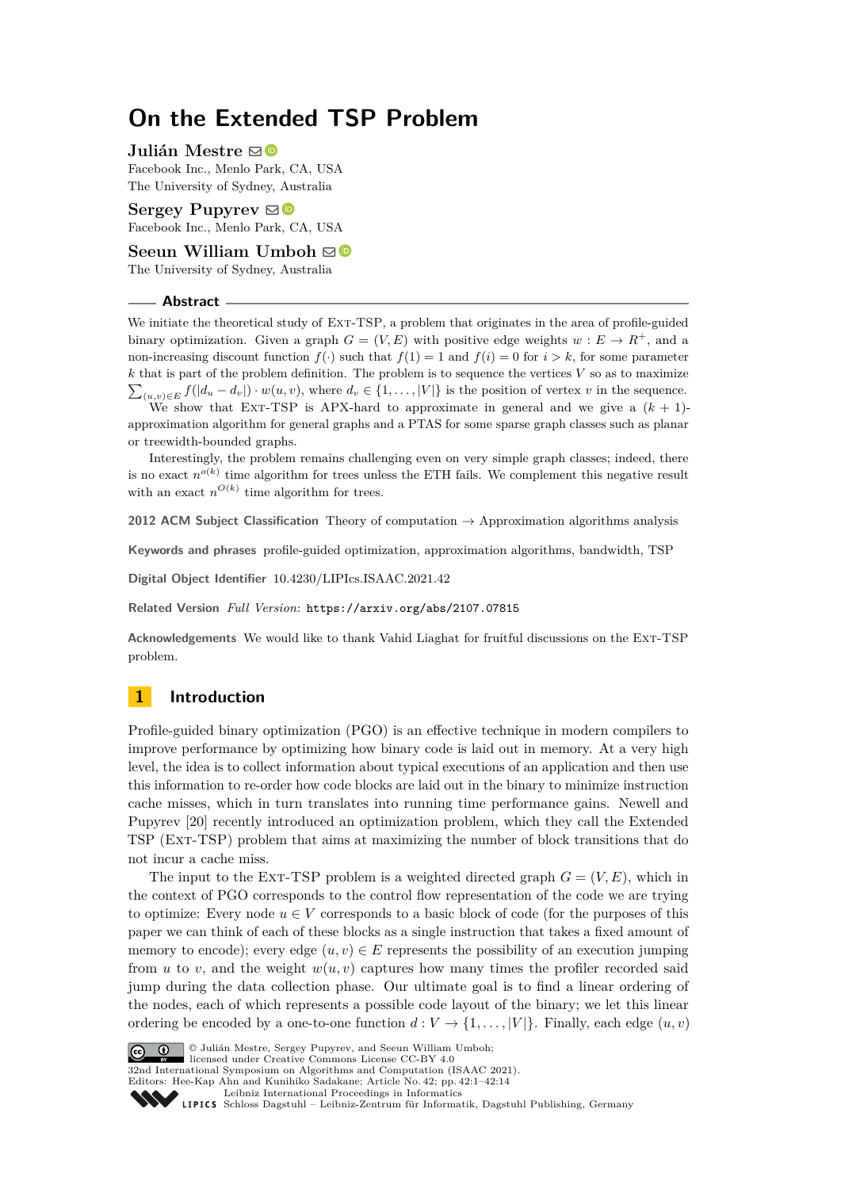# On the Extended TSP Problem

**Julián Mestre**
Facebook Inc., Menlo Park, CA, USA
The University of Sydney, Australia

**Sergey Pupyrev**
Facebook Inc., Menlo Park, CA, USA

**Seeun William Umboh**
The University of Sydney, Australia

## Abstract

We initiate the theoretical study of Ext-TSP, a problem that originates in the area of profile-guided binary optimization. Given a graph $G = (V, E)$ with positive edge weights $w : E \to R^+$, and a non-increasing discount function $f(\cdot)$ such that $f(1) = 1$ and $f(i) = 0$ for $i > k$, for some parameter $k$ that is part of the problem definition. The problem is to sequence the vertices $V$ so as to maximize $\sum_{(u,v)\in E} f(|d_u - d_v|) \cdot w(u, v)$, where $d_v \in \{1, \dots, |V|\}$ is the position of vertex $v$ in the sequence.

We show that Ext-TSP is APX-hard to approximate in general and we give a $(k + 1)$-approximation algorithm for general graphs and a PTAS for some sparse graph classes such as planar or treewidth-bounded graphs.

Interestingly, the problem remains challenging even on very simple graph classes; indeed, there is no exact $n^{o(k)}$ time algorithm for trees unless the ETH fails. We complement this negative result with an exact $n^{O(k)}$ time algorithm for trees.

**2012 ACM Subject Classification** Theory of computation → Approximation algorithms analysis

**Keywords and phrases** profile-guided optimization, approximation algorithms, bandwidth, TSP

**Digital Object Identifier** 10.4230/LIPIcs.ISAAC.2021.42

**Related Version** *Full Version*: https://arxiv.org/abs/2107.07815

**Acknowledgements** We would like to thank Vahid Liaghat for fruitful discussions on the Ext-TSP problem.

## 1 Introduction

Profile-guided binary optimization (PGO) is an effective technique in modern compilers to improve performance by optimizing how binary code is laid out in memory. At a very high level, the idea is to collect information about typical executions of an application and then use this information to re-order how code blocks are laid out in the binary to minimize instruction cache misses, which in turn translates into running time performance gains. Newell and Pupyrev [20] recently introduced an optimization problem, which they call the Extended TSP (Ext-TSP) problem that aims at maximizing the number of block transitions that do not incur a cache miss.

The input to the Ext-TSP problem is a weighted directed graph $G = (V, E)$, which in the context of PGO corresponds to the control flow representation of the code we are trying to optimize: Every node $u \in V$ corresponds to a basic block of code (for the purposes of this paper we can think of each of these blocks as a single instruction that takes a fixed amount of memory to encode); every edge $(u, v) \in E$ represents the possibility of an execution jumping from $u$ to $v$, and the weight $w(u, v)$ captures how many times the profiler recorded said jump during the data collection phase. Our ultimate goal is to find a linear ordering of the nodes, each of which represents a possible code layout of the binary; we let this linear ordering be encoded by a one-to-one function $d : V \to \{1, \dots, |V|\}$. Finally, each edge $(u, v)$

© Julián Mestre, Sergey Pupyrev, and Seeun William Umboh;
licensed under Creative Commons License CC-BY 4.0
32nd International Symposium on Algorithms and Computation (ISAAC 2021).
Editors: Hee-Kap Ahn and Kunihiko Sadakane; Article No. 42; pp. 42:1–42:14
Leibniz International Proceedings in Informatics
Schloss Dagstuhl – Leibniz-Zentrum für Informatik, Dagstuhl Publishing, Germany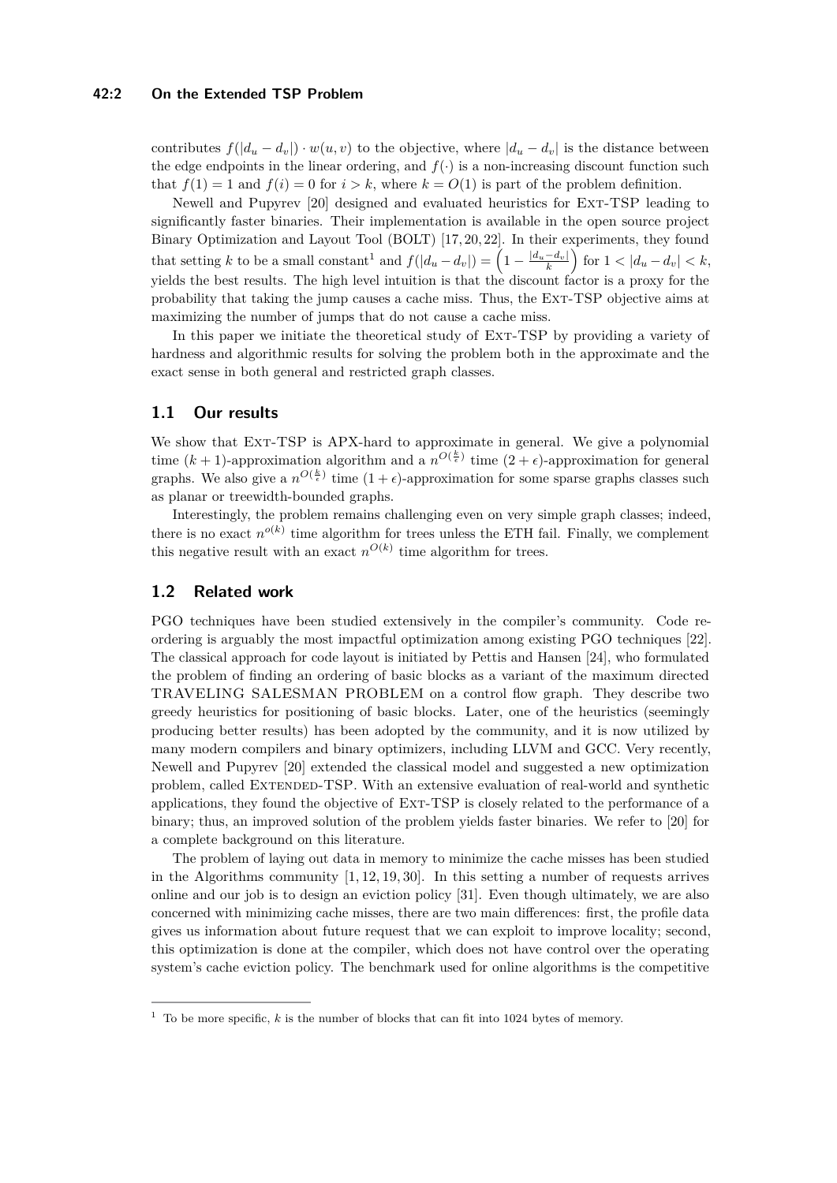contributes $f(|d_u - d_v|) \cdot w(u, v)$ to the objective, where $|d_u - d_v|$ is the distance between the edge endpoints in the linear ordering, and $f(\cdot)$ is a non-increasing discount function such that $f(1) = 1$ and $f(i) = 0$ for $i > k$, where $k = O(1)$ is part of the problem definition.

Newell and Pupyrev [20] designed and evaluated heuristics for Ext-TSP leading to significantly faster binaries. Their implementation is available in the open source project Binary Optimization and Layout Tool (BOLT) [17, 20, 22]. In their experiments, they found that setting $k$ to be a small constant[1] and $f(|d_u - d_v|) = \left(1 - \frac{|d_u - d_v|}{k}\right)$ for $1 < |d_u - d_v| < k$, yields the best results. The high level intuition is that the discount factor is a proxy for the probability that taking the jump causes a cache miss. Thus, the Ext-TSP objective aims at maximizing the number of jumps that do not cause a cache miss.

In this paper we initiate the theoretical study of Ext-TSP by providing a variety of hardness and algorithmic results for solving the problem both in the approximate and the exact sense in both general and restricted graph classes.

## 1.1 Our results

We show that Ext-TSP is APX-hard to approximate in general. We give a polynomial time $(k + 1)$-approximation algorithm and a $n^{O(\frac{k}{\epsilon})}$ time $(2 + \epsilon)$-approximation for general graphs. We also give a $n^{O(\frac{k}{\epsilon})}$ time $(1 + \epsilon)$-approximation for some sparse graphs classes such as planar or treewidth-bounded graphs.

Interestingly, the problem remains challenging even on very simple graph classes; indeed, there is no exact $n^{o(k)}$ time algorithm for trees unless the ETH fail. Finally, we complement this negative result with an exact $n^{O(k)}$ time algorithm for trees.

## 1.2 Related work

PGO techniques have been studied extensively in the compiler's community. Code reordering is arguably the most impactful optimization among existing PGO techniques [22]. The classical approach for code layout is initiated by Pettis and Hansen [24], who formulated the problem of finding an ordering of basic blocks as a variant of the maximum directed TRAVELING SALESMAN PROBLEM on a control flow graph. They describe two greedy heuristics for positioning of basic blocks. Later, one of the heuristics (seemingly producing better results) has been adopted by the community, and it is now utilized by many modern compilers and binary optimizers, including LLVM and GCC. Very recently, Newell and Pupyrev [20] extended the classical model and suggested a new optimization problem, called Extended-TSP. With an extensive evaluation of real-world and synthetic applications, they found the objective of Ext-TSP is closely related to the performance of a binary; thus, an improved solution of the problem yields faster binaries. We refer to [20] for a complete background on this literature.

The problem of laying out data in memory to minimize the cache misses has been studied in the Algorithms community [1, 12, 19, 30]. In this setting a number of requests arrives online and our job is to design an eviction policy [31]. Even though ultimately, we are also concerned with minimizing cache misses, there are two main differences: first, the profile data gives us information about future request that we can exploit to improve locality; second, this optimization is done at the compiler, which does not have control over the operating system's cache eviction policy. The benchmark used for online algorithms is the competitive

[1] To be more specific, $k$ is the number of blocks that can fit into 1024 bytes of memory.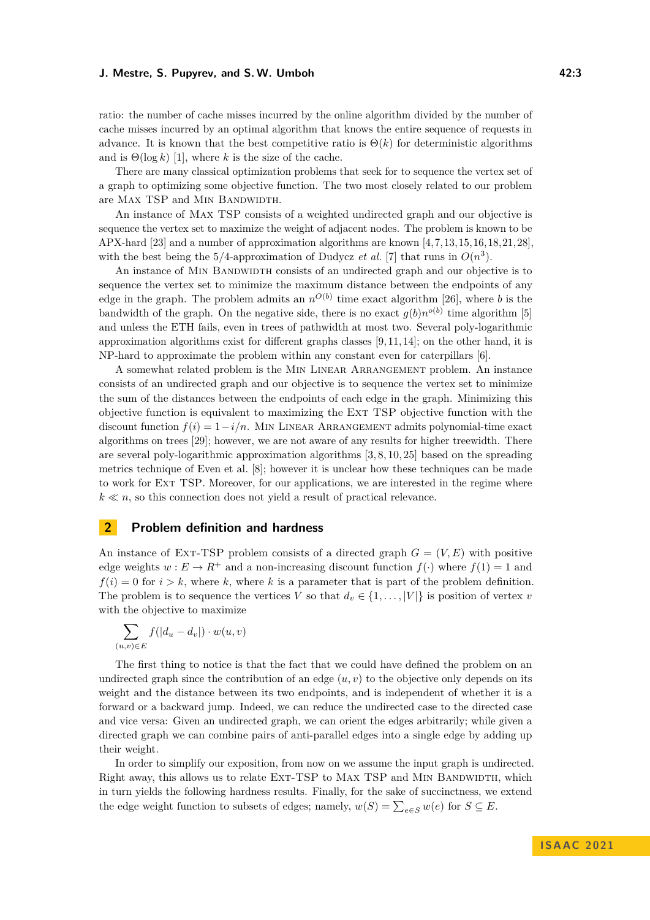ratio: the number of cache misses incurred by the online algorithm divided by the number of cache misses incurred by an optimal algorithm that knows the entire sequence of requests in advance. It is known that the best competitive ratio is $\Theta(k)$ for deterministic algorithms and is $\Theta(\log k)$ [1], where $k$ is the size of the cache.

There are many classical optimization problems that seek for to sequence the vertex set of a graph to optimizing some objective function. The two most closely related to our problem are Max TSP and Min Bandwidth.

An instance of Max TSP consists of a weighted undirected graph and our objective is sequence the vertex set to maximize the weight of adjacent nodes. The problem is known to be APX-hard [23] and a number of approximation algorithms are known [4,7,13,15,16,18,21,28], with the best being the 5/4-approximation of Dudycz *et al.* [7] that runs in $O(n^3)$.

An instance of Min Bandwidth consists of an undirected graph and our objective is to sequence the vertex set to minimize the maximum distance between the endpoints of any edge in the graph. The problem admits an $n^{O(b)}$ time exact algorithm [26], where $b$ is the bandwidth of the graph. On the negative side, there is no exact $g(b)n^{o(b)}$ time algorithm [5] and unless the ETH fails, even in trees of pathwidth at most two. Several poly-logarithmic approximation algorithms exist for different graphs classes [9,11,14]; on the other hand, it is NP-hard to approximate the problem within any constant even for caterpillars [6].

A somewhat related problem is the Min Linear Arrangement problem. An instance consists of an undirected graph and our objective is to sequence the vertex set to minimize the sum of the distances between the endpoints of each edge in the graph. Minimizing this objective function is equivalent to maximizing the Ext TSP objective function with the discount function $f(i) = 1-i/n$. Min Linear Arrangement admits polynomial-time exact algorithms on trees [29]; however, we are not aware of any results for higher treewidth. There are several poly-logarithmic approximation algorithms [3,8,10,25] based on the spreading metrics technique of Even et al. [8]; however it is unclear how these techniques can be made to work for Ext TSP. Moreover, for our applications, we are interested in the regime where $k \ll n$, so this connection does not yield a result of practical relevance.

## 2 Problem definition and hardness

An instance of Ext-TSP problem consists of a directed graph $G = (V, E)$ with positive edge weights $w : E \to R^+$ and a non-increasing discount function $f(\cdot)$ where $f(1) = 1$ and $f(i) = 0$ for $i > k$, where $k$, where $k$ is a parameter that is part of the problem definition. The problem is to sequence the vertices $V$ so that $d_v \in \{1, \ldots, |V|\}$ is position of vertex $v$ with the objective to maximize

$$\sum_{(u,v)\in E} f(|d_u - d_v|) \cdot w(u, v)$$

The first thing to notice is that the fact that we could have defined the problem on an undirected graph since the contribution of an edge $(u, v)$ to the objective only depends on its weight and the distance between its two endpoints, and is independent of whether it is a forward or a backward jump. Indeed, we can reduce the undirected case to the directed case and vice versa: Given an undirected graph, we can orient the edges arbitrarily; while given a directed graph we can combine pairs of anti-parallel edges into a single edge by adding up their weight.

In order to simplify our exposition, from now on we assume the input graph is undirected. Right away, this allows us to relate Ext-TSP to Max TSP and Min Bandwidth, which in turn yields the following hardness results. Finally, for the sake of succinctness, we extend the edge weight function to subsets of edges; namely, $w(S) = \sum_{e\in S} w(e)$ for $S \subseteq E$.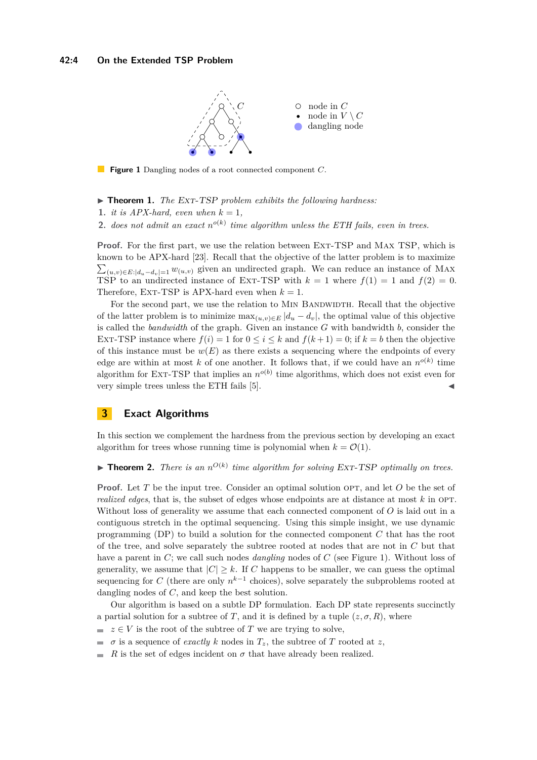**Figure 1** Dangling nodes of a root connected component $C$.

▶ **Theorem 1.** *The* Ext-TSP *problem exhibits the following hardness:*

1. *it is APX-hard, even when $k = 1$,*
2. *does not admit an exact $n^{o(k)}$ time algorithm unless the ETH fails, even in trees.*

**Proof.** For the first part, we use the relation between Ext-TSP and Max TSP, which is known to be APX-hard [23]. Recall that the objective of the latter problem is to maximize $\sum_{(u,v)\in E:|d_u-d_v|=1} w_{(u,v)}$ given an undirected graph. We can reduce an instance of Max TSP to an undirected instance of Ext-TSP with $k = 1$ where $f(1) = 1$ and $f(2) = 0$. Therefore, Ext-TSP is APX-hard even when $k = 1$.

For the second part, we use the relation to Min Bandwidth. Recall that the objective of the latter problem is to minimize $\max_{(u,v)\in E} |d_u - d_v|$, the optimal value of this objective is called the *bandwidth* of the graph. Given an instance $G$ with bandwidth $b$, consider the Ext-TSP instance where $f(i) = 1$ for $0 \leq i \leq k$ and $f(k+1) = 0$; if $k = b$ then the objective of this instance must be $w(E)$ as there exists a sequencing where the endpoints of every edge are within at most $k$ of one another. It follows that, if we could have an $n^{o(k)}$ time algorithm for Ext-TSP that implies an $n^{o(b)}$ time algorithms, which does not exist even for very simple trees unless the ETH fails [5]. ◀

## 3 Exact Algorithms

In this section we complement the hardness from the previous section by developing an exact algorithm for trees whose running time is polynomial when $k = \mathcal{O}(1)$.

▶ **Theorem 2.** *There is an $n^{O(k)}$ time algorithm for solving* Ext-TSP *optimally on trees.*

**Proof.** Let $T$ be the input tree. Consider an optimal solution opt, and let $O$ be the set of *realized edges*, that is, the subset of edges whose endpoints are at distance at most $k$ in opt. Without loss of generality we assume that each connected component of $O$ is laid out in a contiguous stretch in the optimal sequencing. Using this simple insight, we use dynamic programming (DP) to build a solution for the connected component $C$ that has the root of the tree, and solve separately the subtree rooted at nodes that are not in $C$ but that have a parent in $C$; we call such nodes *dangling* nodes of $C$ (see Figure 1). Without loss of generality, we assume that $|C| \geq k$. If $C$ happens to be smaller, we can guess the optimal sequencing for $C$ (there are only $n^{k-1}$ choices), solve separately the subproblems rooted at dangling nodes of $C$, and keep the best solution.

Our algorithm is based on a subtle DP formulation. Each DP state represents succinctly a partial solution for a subtree of $T$, and it is defined by a tuple $(z, \sigma, R)$, where

- $z \in V$ is the root of the subtree of $T$ we are trying to solve,
- $\sigma$ is a sequence of *exactly* $k$ nodes in $T_z$, the subtree of $T$ rooted at $z$,
- $R$ is the set of edges incident on $\sigma$ that have already been realized.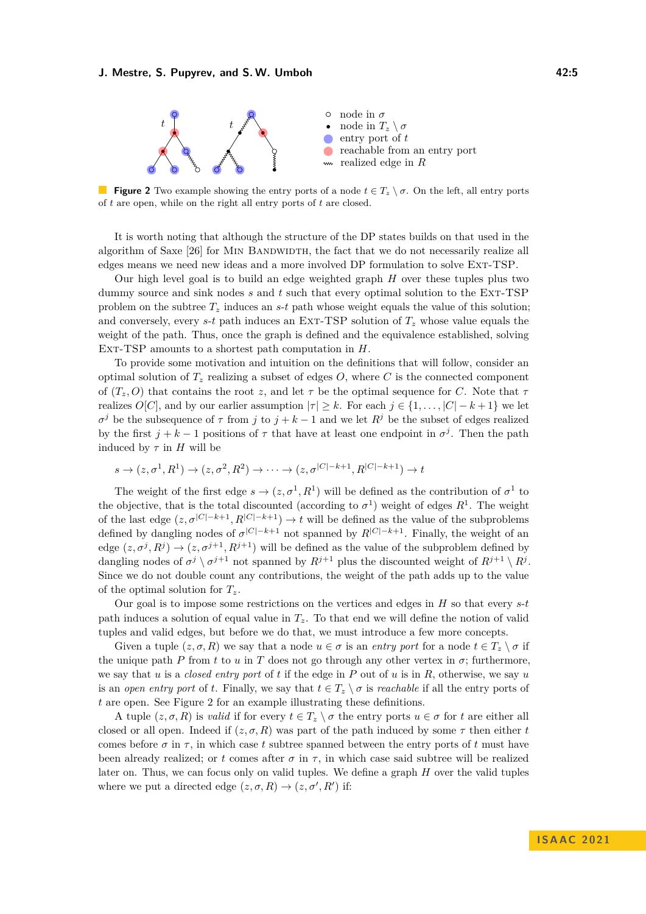**Figure 2** Two example showing the entry ports of a node $t \in T_z \setminus \sigma$. On the left, all entry ports of $t$ are open, while on the right all entry ports of $t$ are closed.

It is worth noting that although the structure of the DP states builds on that used in the algorithm of Saxe [26] for Min Bandwidth, the fact that we do not necessarily realize all edges means we need new ideas and a more involved DP formulation to solve Ext-TSP.

Our high level goal is to build an edge weighted graph $H$ over these tuples plus two dummy source and sink nodes $s$ and $t$ such that every optimal solution to the Ext-TSP problem on the subtree $T_z$ induces an $s$-$t$ path whose weight equals the value of this solution; and conversely, every $s$-$t$ path induces an Ext-TSP solution of $T_z$ whose value equals the weight of the path. Thus, once the graph is defined and the equivalence established, solving Ext-TSP amounts to a shortest path computation in $H$.

To provide some motivation and intuition on the definitions that will follow, consider an optimal solution of $T_z$ realizing a subset of edges $O$, where $C$ is the connected component of $(T_z, O)$ that contains the root $z$, and let $\tau$ be the optimal sequence for $C$. Note that $\tau$ realizes $O[C]$, and by our earlier assumption $|\tau| \geq k$. For each $j \in \{1, \ldots, |C| - k + 1\}$ we let $\sigma^j$ be the subsequence of $\tau$ from $j$ to $j + k - 1$ and we let $R^j$ be the subset of edges realized by the first $j + k - 1$ positions of $\tau$ that have at least one endpoint in $\sigma^j$. Then the path induced by $\tau$ in $H$ will be

$$s \to (z, \sigma^1, R^1) \to (z, \sigma^2, R^2) \to \cdots \to (z, \sigma^{|C|-k+1}, R^{|C|-k+1}) \to t$$

The weight of the first edge $s \to (z, \sigma^1, R^1)$ will be defined as the contribution of $\sigma^1$ to the objective, that is the total discounted (according to $\sigma^1$) weight of edges $R^1$. The weight of the last edge $(z, \sigma^{|C|-k+1}, R^{|C|-k+1}) \to t$ will be defined as the value of the subproblems defined by dangling nodes of $\sigma^{|C|-k+1}$ not spanned by $R^{|C|-k+1}$. Finally, the weight of an edge $(z, \sigma^j, R^j) \to (z, \sigma^{j+1}, R^{j+1})$ will be defined as the value of the subproblem defined by dangling nodes of $\sigma^j \setminus \sigma^{j+1}$ not spanned by $R^{j+1}$ plus the discounted weight of $R^{j+1} \setminus R^j$. Since we do not double count any contributions, the weight of the path adds up to the value of the optimal solution for $T_z$.

Our goal is to impose some restrictions on the vertices and edges in $H$ so that every $s$-$t$ path induces a solution of equal value in $T_z$. To that end we will define the notion of valid tuples and valid edges, but before we do that, we must introduce a few more concepts.

Given a tuple $(z, \sigma, R)$ we say that a node $u \in \sigma$ is an *entry port* for a node $t \in T_z \setminus \sigma$ if the unique path $P$ from $t$ to $u$ in $T$ does not go through any other vertex in $\sigma$; furthermore, we say that $u$ is a *closed entry port* of $t$ if the edge in $P$ out of $u$ is in $R$, otherwise, we say $u$ is an *open entry port* of $t$. Finally, we say that $t \in T_z \setminus \sigma$ is *reachable* if all the entry ports of $t$ are open. See Figure 2 for an example illustrating these definitions.

A tuple $(z, \sigma, R)$ is *valid* if for every $t \in T_z \setminus \sigma$ the entry ports $u \in \sigma$ for $t$ are either all closed or all open. Indeed if $(z, \sigma, R)$ was part of the path induced by some $\tau$ then either $t$ comes before $\sigma$ in $\tau$, in which case $t$ subtree spanned between the entry ports of $t$ must have been already realized; or $t$ comes after $\sigma$ in $\tau$, in which case said subtree will be realized later on. Thus, we can focus only on valid tuples. We define a graph $H$ over the valid tuples where we put a directed edge $(z, \sigma, R) \to (z, \sigma', R')$ if: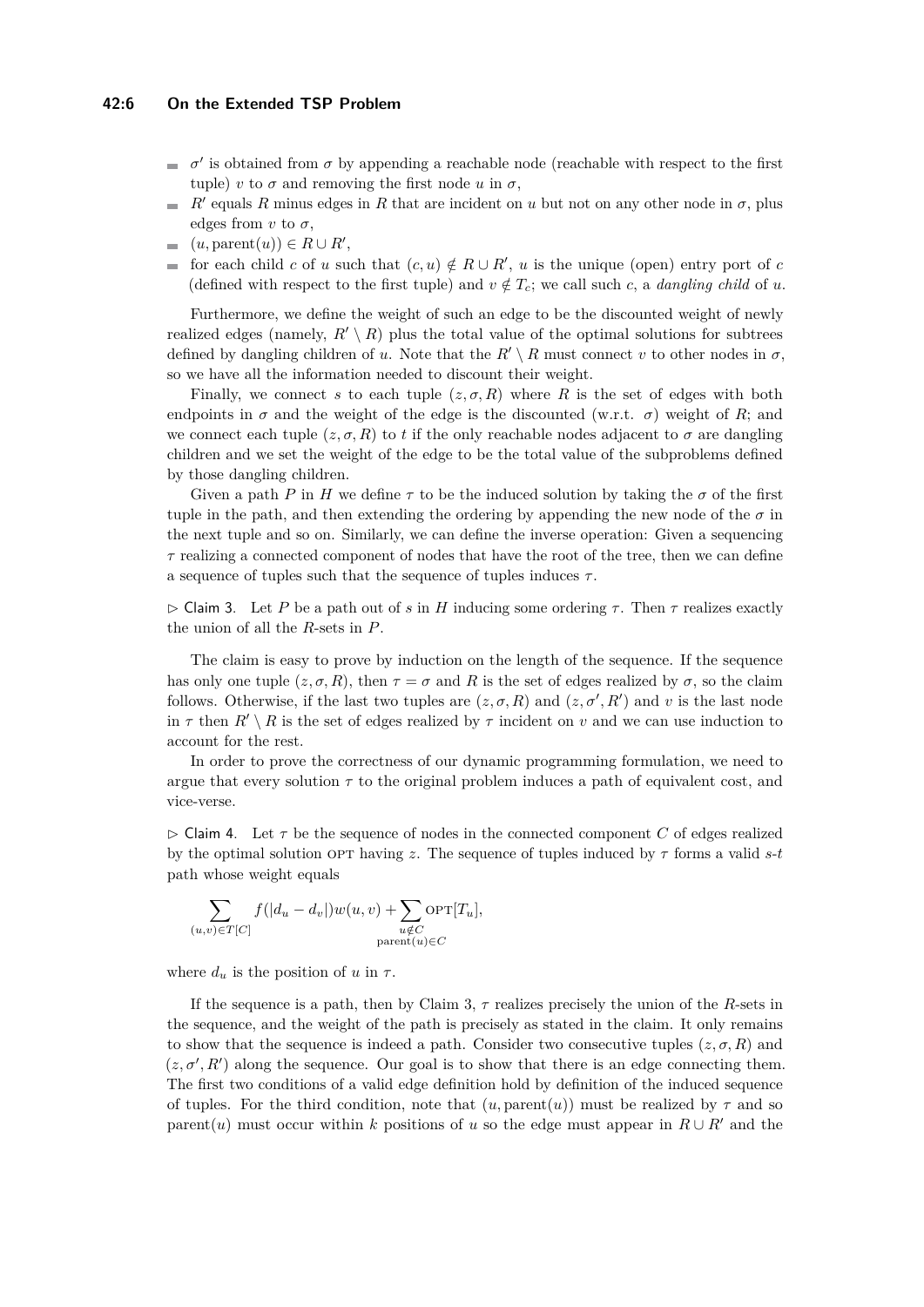- $\sigma'$ is obtained from $\sigma$ by appending a reachable node (reachable with respect to the first tuple) $v$ to $\sigma$ and removing the first node $u$ in $\sigma$,
- $R'$ equals $R$ minus edges in $R$ that are incident on $u$ but not on any other node in $\sigma$, plus edges from $v$ to $\sigma$,
- $(u, \text{parent}(u)) \in R \cup R'$,
- for each child $c$ of $u$ such that $(c, u) \notin R \cup R'$, $u$ is the unique (open) entry port of $c$ (defined with respect to the first tuple) and $v \notin T_c$; we call such $c$, a *dangling child* of $u$.

Furthermore, we define the weight of such an edge to be the discounted weight of newly realized edges (namely, $R' \setminus R$) plus the total value of the optimal solutions for subtrees defined by dangling children of $u$. Note that the $R' \setminus R$ must connect $v$ to other nodes in $\sigma$, so we have all the information needed to discount their weight.

Finally, we connect $s$ to each tuple $(z, \sigma, R)$ where $R$ is the set of edges with both endpoints in $\sigma$ and the weight of the edge is the discounted (w.r.t. $\sigma$) weight of $R$; and we connect each tuple $(z, \sigma, R)$ to $t$ if the only reachable nodes adjacent to $\sigma$ are dangling children and we set the weight of the edge to be the total value of the subproblems defined by those dangling children.

Given a path $P$ in $H$ we define $\tau$ to be the induced solution by taking the $\sigma$ of the first tuple in the path, and then extending the ordering by appending the new node of the $\sigma$ in the next tuple and so on. Similarly, we can define the inverse operation: Given a sequencing $\tau$ realizing a connected component of nodes that have the root of the tree, then we can define a sequence of tuples such that the sequence of tuples induces $\tau$.

▷ Claim 3. Let $P$ be a path out of $s$ in $H$ inducing some ordering $\tau$. Then $\tau$ realizes exactly the union of all the $R$-sets in $P$.

The claim is easy to prove by induction on the length of the sequence. If the sequence has only one tuple $(z, \sigma, R)$, then $\tau = \sigma$ and $R$ is the set of edges realized by $\sigma$, so the claim follows. Otherwise, if the last two tuples are $(z, \sigma, R)$ and $(z, \sigma', R')$ and $v$ is the last node in $\tau$ then $R' \setminus R$ is the set of edges realized by $\tau$ incident on $v$ and we can use induction to account for the rest.

In order to prove the correctness of our dynamic programming formulation, we need to argue that every solution $\tau$ to the original problem induces a path of equivalent cost, and vice-verse.

▷ Claim 4. Let $\tau$ be the sequence of nodes in the connected component $C$ of edges realized by the optimal solution OPT having $z$. The sequence of tuples induced by $\tau$ forms a valid $s$-$t$ path whose weight equals

$$\sum_{(u,v) \in T[C]} f(|d_u - d_v|) w(u, v) + \sum_{\substack{u \notin C \\ \text{parent}(u) \in C}} \text{OPT}[T_u],$$

where $d_u$ is the position of $u$ in $\tau$.

If the sequence is a path, then by Claim 3, $\tau$ realizes precisely the union of the $R$-sets in the sequence, and the weight of the path is precisely as stated in the claim. It only remains to show that the sequence is indeed a path. Consider two consecutive tuples $(z, \sigma, R)$ and $(z, \sigma', R')$ along the sequence. Our goal is to show that there is an edge connecting them. The first two conditions of a valid edge definition hold by definition of the induced sequence of tuples. For the third condition, note that $(u, \text{parent}(u))$ must be realized by $\tau$ and so parent$(u)$ must occur within $k$ positions of $u$ so the edge must appear in $R \cup R'$ and the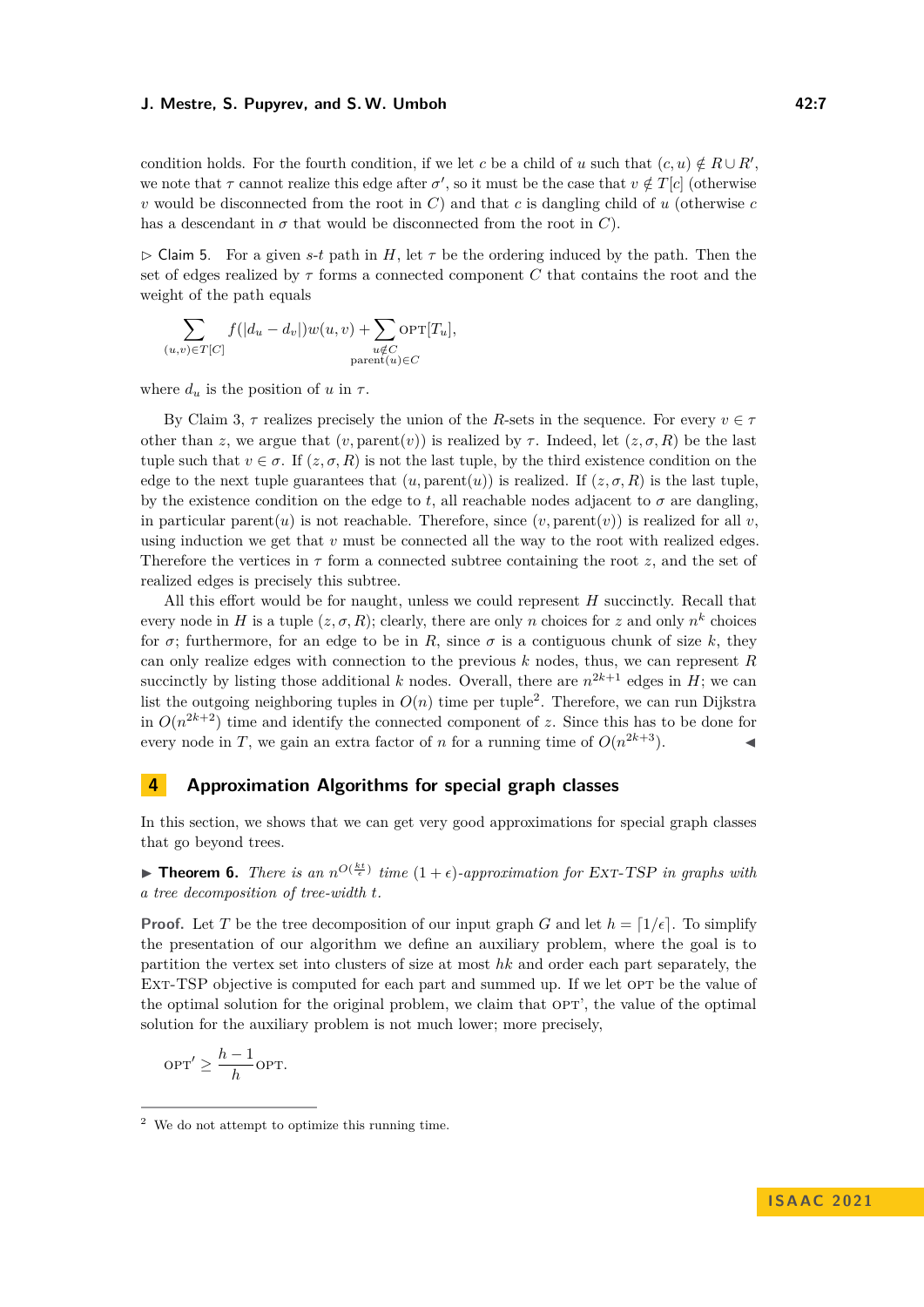condition holds. For the fourth condition, if we let $c$ be a child of $u$ such that $(c, u) \notin R \cup R'$, we note that $\tau$ cannot realize this edge after $\sigma'$, so it must be the case that $v \notin T[c]$ (otherwise $v$ would be disconnected from the root in $C$) and that $c$ is dangling child of $u$ (otherwise $c$ has a descendant in $\sigma$ that would be disconnected from the root in $C$).

▷ Claim 5. For a given $s$-$t$ path in $H$, let $\tau$ be the ordering induced by the path. Then the set of edges realized by $\tau$ forms a connected component $C$ that contains the root and the weight of the path equals

$$\sum_{(u,v) \in T[C]} f(|d_u - d_v|) w(u, v) + \sum_{\substack{u \notin C \\ \text{parent}(u) \in C}} \text{OPT}[T_u],$$

where $d_u$ is the position of $u$ in $\tau$.

By Claim 3, $\tau$ realizes precisely the union of the $R$-sets in the sequence. For every $v \in \tau$ other than $z$, we argue that $(v, \text{parent}(v))$ is realized by $\tau$. Indeed, let $(z, \sigma, R)$ be the last tuple such that $v \in \sigma$. If $(z, \sigma, R)$ is not the last tuple, by the third existence condition on the edge to the next tuple guarantees that $(u, \text{parent}(u))$ is realized. If $(z, \sigma, R)$ is the last tuple, by the existence condition on the edge to $t$, all reachable nodes adjacent to $\sigma$ are dangling, in particular $\text{parent}(u)$ is not reachable. Therefore, since $(v, \text{parent}(v))$ is realized for all $v$, using induction we get that $v$ must be connected all the way to the root with realized edges. Therefore the vertices in $\tau$ form a connected subtree containing the root $z$, and the set of realized edges is precisely this subtree.

All this effort would be for naught, unless we could represent $H$ succinctly. Recall that every node in $H$ is a tuple $(z, \sigma, R)$; clearly, there are only $n$ choices for $z$ and only $n^k$ choices for $\sigma$; furthermore, for an edge to be in $R$, since $\sigma$ is a contiguous chunk of size $k$, they can only realize edges with connection to the previous $k$ nodes, thus, we can represent $R$ succinctly by listing those additional $k$ nodes. Overall, there are $n^{2k+1}$ edges in $H$; we can list the outgoing neighboring tuples in $O(n)$ time per tuple[2]. Therefore, we can run Dijkstra in $O(n^{2k+2})$ time and identify the connected component of $z$. Since this has to be done for every node in $T$, we gain an extra factor of $n$ for a running time of $O(n^{2k+3})$. ◀

## 4 Approximation Algorithms for special graph classes

In this section, we shows that we can get very good approximations for special graph classes that go beyond trees.

▶ **Theorem 6.** *There is an $n^{O(\frac{kt}{\epsilon})}$ time $(1 + \epsilon)$-approximation for* EXT-TSP *in graphs with a tree decomposition of tree-width $t$.*

**Proof.** Let $T$ be the tree decomposition of our input graph $G$ and let $h = \lceil 1/\epsilon \rceil$. To simplify the presentation of our algorithm we define an auxiliary problem, where the goal is to partition the vertex set into clusters of size at most $hk$ and order each part separately, the EXT-TSP objective is computed for each part and summed up. If we let OPT be the value of the optimal solution for the original problem, we claim that OPT', the value of the optimal solution for the auxiliary problem is not much lower; more precisely,

$$\text{OPT}' \geq \frac{h-1}{h} \text{OPT}.$$

[2] We do not attempt to optimize this running time.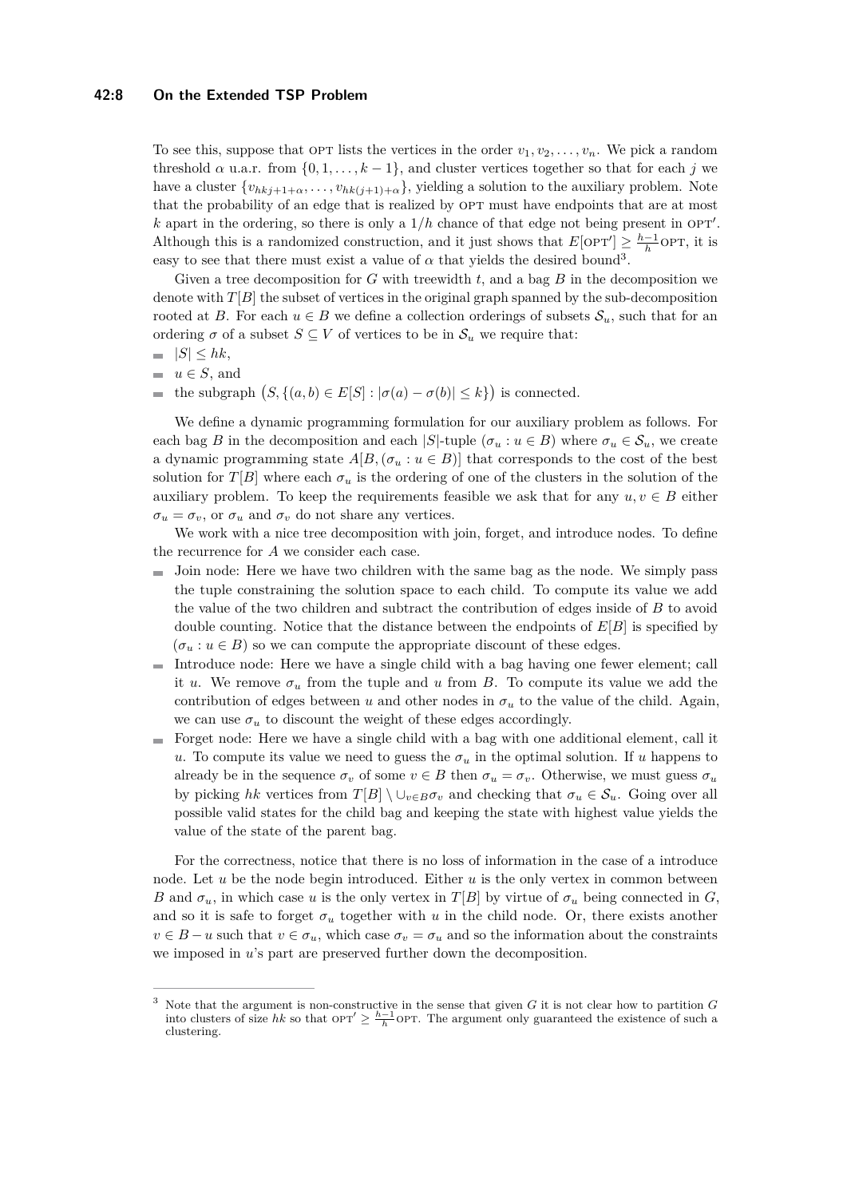To see this, suppose that OPT lists the vertices in the order $v_1, v_2, \ldots, v_n$. We pick a random threshold $\alpha$ u.a.r. from $\{0, 1, \ldots, k-1\}$, and cluster vertices together so that for each $j$ we have a cluster $\{v_{hkj+1+\alpha}, \ldots, v_{hk(j+1)+\alpha}\}$, yielding a solution to the auxiliary problem. Note that the probability of an edge that is realized by OPT must have endpoints that are at most $k$ apart in the ordering, so there is only a $1/h$ chance of that edge not being present in OPT$'$. Although this is a randomized construction, and it just shows that $E[\text{OPT}'] \geq \frac{h-1}{h}\text{OPT}$, it is easy to see that there must exist a value of $\alpha$ that yields the desired bound[3].

Given a tree decomposition for $G$ with treewidth $t$, and a bag $B$ in the decomposition we denote with $T[B]$ the subset of vertices in the original graph spanned by the sub-decomposition rooted at $B$. For each $u \in B$ we define a collection orderings of subsets $\mathcal{S}_u$, such that for an ordering $\sigma$ of a subset $S \subseteq V$ of vertices to be in $\mathcal{S}_u$ we require that:

- $|S| \leq hk$,
- $u \in S$, and
- the subgraph $\big(S, \{(a,b) \in E[S] : |\sigma(a) - \sigma(b)| \leq k\}\big)$ is connected.

We define a dynamic programming formulation for our auxiliary problem as follows. For each bag $B$ in the decomposition and each $|S|$-tuple $(\sigma_u : u \in B)$ where $\sigma_u \in \mathcal{S}_u$, we create a dynamic programming state $A[B, (\sigma_u : u \in B)]$ that corresponds to the cost of the best solution for $T[B]$ where each $\sigma_u$ is the ordering of one of the clusters in the solution of the auxiliary problem. To keep the requirements feasible we ask that for any $u, v \in B$ either $\sigma_u = \sigma_v$, or $\sigma_u$ and $\sigma_v$ do not share any vertices.

We work with a nice tree decomposition with join, forget, and introduce nodes. To define the recurrence for $A$ we consider each case.

- Join node: Here we have two children with the same bag as the node. We simply pass the tuple constraining the solution space to each child. To compute its value we add the value of the two children and subtract the contribution of edges inside of $B$ to avoid double counting. Notice that the distance between the endpoints of $E[B]$ is specified by $(\sigma_u : u \in B)$ so we can compute the appropriate discount of these edges.
- Introduce node: Here we have a single child with a bag having one fewer element; call it $u$. We remove $\sigma_u$ from the tuple and $u$ from $B$. To compute its value we add the contribution of edges between $u$ and other nodes in $\sigma_u$ to the value of the child. Again, we can use $\sigma_u$ to discount the weight of these edges accordingly.
- Forget node: Here we have a single child with a bag with one additional element, call it $u$. To compute its value we need to guess the $\sigma_u$ in the optimal solution. If $u$ happens to already be in the sequence $\sigma_v$ of some $v \in B$ then $\sigma_u = \sigma_v$. Otherwise, we must guess $\sigma_u$ by picking $hk$ vertices from $T[B] \setminus \cup_{v \in B} \sigma_v$ and checking that $\sigma_u \in \mathcal{S}_u$. Going over all possible valid states for the child bag and keeping the state with highest value yields the value of the state of the parent bag.

For the correctness, notice that there is no loss of information in the case of a introduce node. Let $u$ be the node begin introduced. Either $u$ is the only vertex in common between $B$ and $\sigma_u$, in which case $u$ is the only vertex in $T[B]$ by virtue of $\sigma_u$ being connected in $G$, and so it is safe to forget $\sigma_u$ together with $u$ in the child node. Or, there exists another $v \in B - u$ such that $v \in \sigma_u$, which case $\sigma_v = \sigma_u$ and so the information about the constraints we imposed in $u$'s part are preserved further down the decomposition.

[3] Note that the argument is non-constructive in the sense that given $G$ it is not clear how to partition $G$ into clusters of size $hk$ so that $\text{OPT}' \geq \frac{h-1}{h}\text{OPT}$. The argument only guaranteed the existence of such a clustering.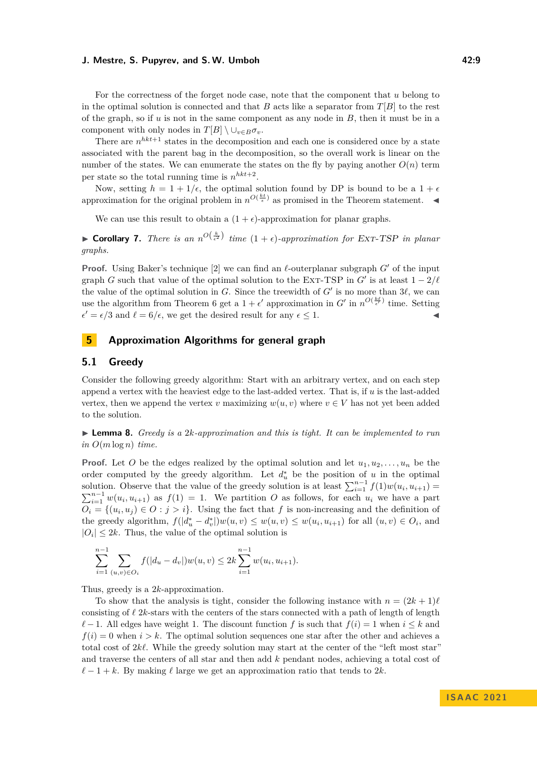For the correctness of the forget node case, note that the component that $u$ belong to in the optimal solution is connected and that $B$ acts like a separator from $T[B]$ to the rest of the graph, so if $u$ is not in the same component as any node in $B$, then it must be in a component with only nodes in $T[B] \setminus \cup_{v \in B} \sigma_v$.

There are $n^{hkt+1}$ states in the decomposition and each one is considered once by a state associated with the parent bag in the decomposition, so the overall work is linear on the number of the states. We can enumerate the states on the fly by paying another $O(n)$ term per state so the total running time is $n^{hkt+2}$.

Now, setting $h = 1 + 1/\epsilon$, the optimal solution found by DP is bound to be a $1 + \epsilon$ approximation for the original problem in $n^{O(\frac{kt}{\epsilon})}$ as promised in the Theorem statement. ◂

We can use this result to obtain a $(1 + \epsilon)$-approximation for planar graphs.

▶ **Corollary 7.** *There is an $n^{O(\frac{k}{\epsilon^2})}$ time $(1+\epsilon)$-approximation for* Ext-TSP *in planar graphs.*

**Proof.** Using Baker's technique [2] we can find an $\ell$-outerplanar subgraph $G'$ of the input graph $G$ such that value of the optimal solution to the Ext-TSP in $G'$ is at least $1 - 2/\ell$ the value of the optimal solution in $G$. Since the treewidth of $G'$ is no more than $3\ell$, we can use the algorithm from Theorem 6 get a $1 + \epsilon'$ approximation in $G'$ in $n^{O(\frac{k\ell}{\epsilon'})}$ time. Setting $\epsilon' = \epsilon/3$ and $\ell = 6/\epsilon$, we get the desired result for any $\epsilon \leq 1$. ◂

# 5 Approximation Algorithms for general graph

## 5.1 Greedy

Consider the following greedy algorithm: Start with an arbitrary vertex, and on each step append a vertex with the heaviest edge to the last-added vertex. That is, if $u$ is the last-added vertex, then we append the vertex $v$ maximizing $w(u, v)$ where $v \in V$ has not yet been added to the solution.

▶ **Lemma 8.** *Greedy is a $2k$-approximation and this is tight. It can be implemented to run in $O(m \log n)$ time.*

**Proof.** Let $O$ be the edges realized by the optimal solution and let $u_1, u_2, \ldots, u_n$ be the order computed by the greedy algorithm. Let $d^*_u$ be the position of $u$ in the optimal solution. Observe that the value of the greedy solution is at least $\sum_{i=1}^{n-1} f(1) w(u_i, u_{i+1}) = \sum_{i=1}^{n-1} w(u_i, u_{i+1})$ as $f(1) = 1$. We partition $O$ as follows, for each $u_i$ we have a part $O_i = \{(u_i, u_j) \in O : j > i\}$. Using the fact that $f$ is non-increasing and the definition of the greedy algorithm, $f(|d^*_u - d^*_v|) w(u, v) \leq w(u, v) \leq w(u_i, u_{i+1})$ for all $(u, v) \in O_i$, and $|O_i| \leq 2k$. Thus, the value of the optimal solution is

$$\sum_{i=1}^{n-1} \sum_{(u,v) \in O_i} f(|d_u - d_v|) w(u, v) \leq 2k \sum_{i=1}^{n-1} w(u_i, u_{i+1}).$$

Thus, greedy is a $2k$-approximation.

To show that the analysis is tight, consider the following instance with $n = (2k+1)\ell$ consisting of $\ell$ $2k$-stars with the centers of the stars connected with a path of length $\ell - 1$. All edges have weight 1. The discount function $f$ is such that $f(i) = 1$ when $i \leq k$ and $f(i) = 0$ when $i > k$. The optimal solution sequences one star after the other and achieves a total cost of $2k\ell$. While the greedy solution may start at the center of the "left most star" and traverse the centers of all star and then add $k$ pendant nodes, achieving a total cost of $\ell - 1 + k$. By making $\ell$ large we get an approximation ratio that tends to $2k$.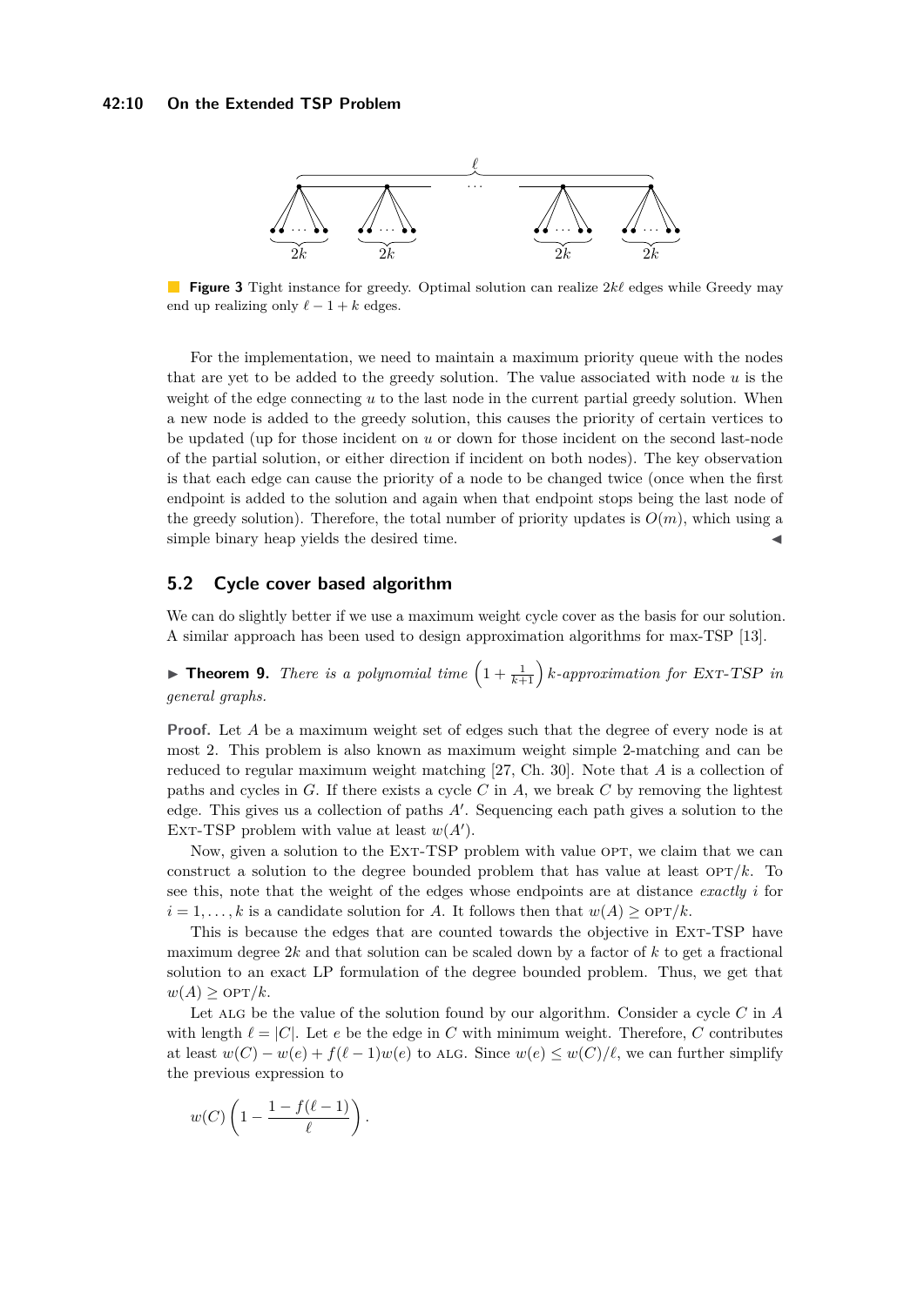**Figure 3** Tight instance for greedy. Optimal solution can realize $2k\ell$ edges while Greedy may end up realizing only $\ell - 1 + k$ edges.

For the implementation, we need to maintain a maximum priority queue with the nodes that are yet to be added to the greedy solution. The value associated with node $u$ is the weight of the edge connecting $u$ to the last node in the current partial greedy solution. When a new node is added to the greedy solution, this causes the priority of certain vertices to be updated (up for those incident on $u$ or down for those incident on the second last-node of the partial solution, or either direction if incident on both nodes). The key observation is that each edge can cause the priority of a node to be changed twice (once when the first endpoint is added to the solution and again when that endpoint stops being the last node of the greedy solution). Therefore, the total number of priority updates is $O(m)$, which using a simple binary heap yields the desired time. ◀

## 5.2 Cycle cover based algorithm

We can do slightly better if we use a maximum weight cycle cover as the basis for our solution. A similar approach has been used to design approximation algorithms for max-TSP [13].

▶ **Theorem 9.** *There is a polynomial time $\left(1 + \frac{1}{k+1}\right)k$-approximation for* Ext-TSP *in general graphs.*

**Proof.** Let $A$ be a maximum weight set of edges such that the degree of every node is at most 2. This problem is also known as maximum weight simple 2-matching and can be reduced to regular maximum weight matching [27, Ch. 30]. Note that $A$ is a collection of paths and cycles in $G$. If there exists a cycle $C$ in $A$, we break $C$ by removing the lightest edge. This gives us a collection of paths $A'$. Sequencing each path gives a solution to the Ext-TSP problem with value at least $w(A')$.

Now, given a solution to the Ext-TSP problem with value OPT, we claim that we can construct a solution to the degree bounded problem that has value at least OPT$/k$. To see this, note that the weight of the edges whose endpoints are at distance *exactly* $i$ for $i = 1, \ldots, k$ is a candidate solution for $A$. It follows then that $w(A) \geq \text{OPT}/k$.

This is because the edges that are counted towards the objective in Ext-TSP have maximum degree $2k$ and that solution can be scaled down by a factor of $k$ to get a fractional solution to an exact LP formulation of the degree bounded problem. Thus, we get that $w(A) \geq \text{OPT}/k$.

Let ALG be the value of the solution found by our algorithm. Consider a cycle $C$ in $A$ with length $\ell = |C|$. Let $e$ be the edge in $C$ with minimum weight. Therefore, $C$ contributes at least $w(C) - w(e) + f(\ell - 1)w(e)$ to ALG. Since $w(e) \leq w(C)/\ell$, we can further simplify the previous expression to

$$w(C)\left(1 - \frac{1 - f(\ell - 1)}{\ell}\right).$$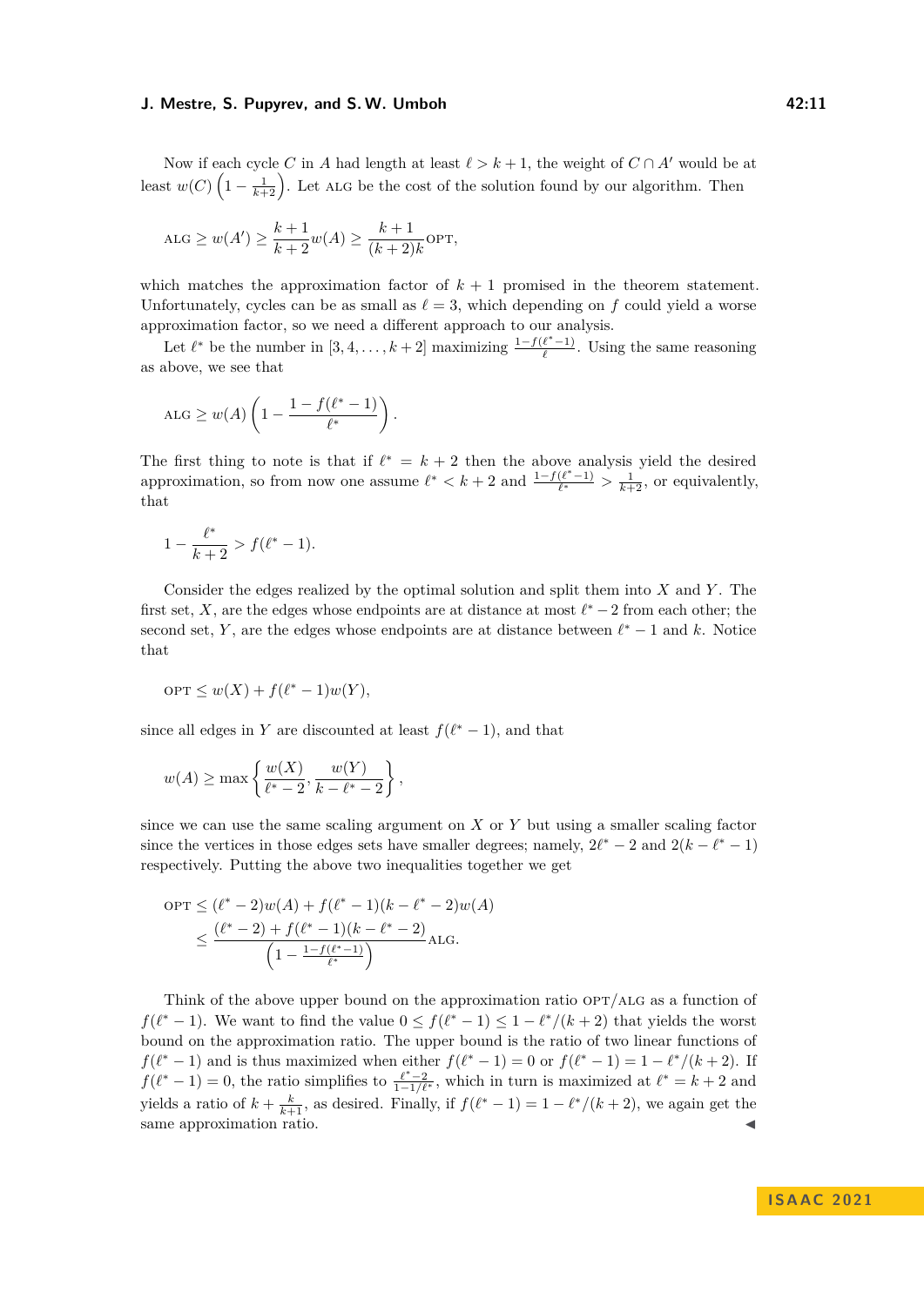Now if each cycle $C$ in $A$ had length at least $\ell > k+1$, the weight of $C \cap A'$ would be at least $w(C)\left(1 - \frac{1}{k+2}\right)$. Let ALG be the cost of the solution found by our algorithm. Then

$$\text{ALG} \geq w(A') \geq \frac{k+1}{k+2} w(A) \geq \frac{k+1}{(k+2)k} \text{OPT},$$

which matches the approximation factor of $k+1$ promised in the theorem statement. Unfortunately, cycles can be as small as $\ell = 3$, which depending on $f$ could yield a worse approximation factor, so we need a different approach to our analysis.

Let $\ell^*$ be the number in $[3, 4, \ldots, k+2]$ maximizing $\frac{1-f(\ell^*-1)}{\ell}$. Using the same reasoning as above, we see that

$$\text{ALG} \geq w(A)\left(1 - \frac{1 - f(\ell^* - 1)}{\ell^*}\right).$$

The first thing to note is that if $\ell^* = k+2$ then the above analysis yield the desired approximation, so from now one assume $\ell^* < k+2$ and $\frac{1-f(\ell^*-1)}{\ell^*} > \frac{1}{k+2}$, or equivalently, that

$$1 - \frac{\ell^*}{k+2} > f(\ell^* - 1).$$

Consider the edges realized by the optimal solution and split them into $X$ and $Y$. The first set, $X$, are the edges whose endpoints are at distance at most $\ell^* - 2$ from each other; the second set, $Y$, are the edges whose endpoints are at distance between $\ell^* - 1$ and $k$. Notice that

$$\text{OPT} \leq w(X) + f(\ell^* - 1) w(Y),$$

since all edges in $Y$ are discounted at least $f(\ell^* - 1)$, and that

$$w(A) \geq \max\left\{\frac{w(X)}{\ell^* - 2}, \frac{w(Y)}{k - \ell^* - 2}\right\},$$

since we can use the same scaling argument on $X$ or $Y$ but using a smaller scaling factor since the vertices in those edges sets have smaller degrees; namely, $2\ell^* - 2$ and $2(k - \ell^* - 1)$ respectively. Putting the above two inequalities together we get

$$\begin{aligned}
\text{OPT} &\leq (\ell^* - 2) w(A) + f(\ell^* - 1)(k - \ell^* - 2) w(A) \\
&\leq \frac{(\ell^* - 2) + f(\ell^* - 1)(k - \ell^* - 2)}{\left(1 - \frac{1 - f(\ell^* - 1)}{\ell^*}\right)} \text{ALG}.
\end{aligned}$$

Think of the above upper bound on the approximation ratio OPT/ALG as a function of $f(\ell^* - 1)$. We want to find the value $0 \leq f(\ell^* - 1) \leq 1 - \ell^*/(k+2)$ that yields the worst bound on the approximation ratio. The upper bound is the ratio of two linear functions of $f(\ell^* - 1)$ and is thus maximized when either $f(\ell^* - 1) = 0$ or $f(\ell^* - 1) = 1 - \ell^*/(k+2)$. If $f(\ell^* - 1) = 0$, the ratio simplifies to $\frac{\ell^* - 2}{1 - 1/\ell^*}$, which in turn is maximized at $\ell^* = k+2$ and yields a ratio of $k + \frac{k}{k+1}$, as desired. Finally, if $f(\ell^* - 1) = 1 - \ell^*/(k+2)$, we again get the same approximation ratio. ◀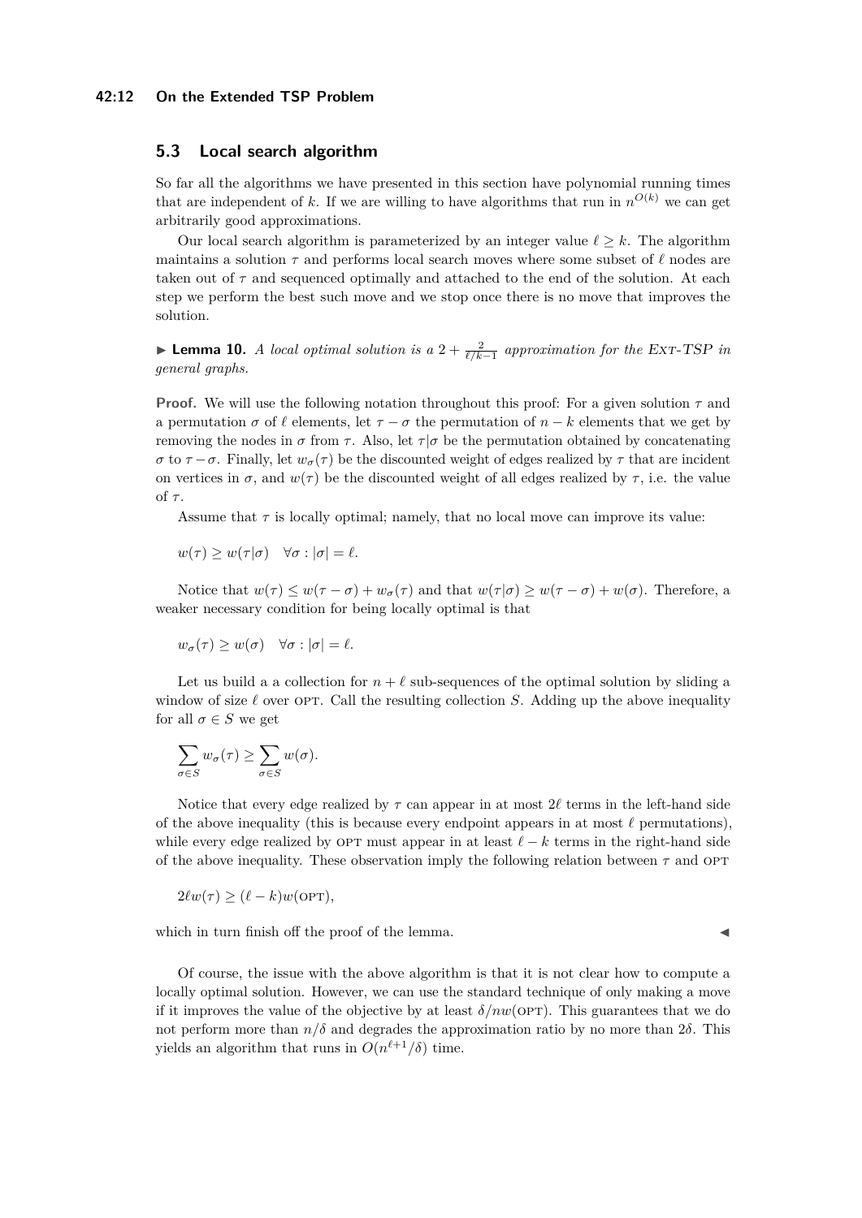### 5.3 Local search algorithm

So far all the algorithms we have presented in this section have polynomial running times that are independent of $k$. If we are willing to have algorithms that run in $n^{O(k)}$ we can get arbitrarily good approximations.

Our local search algorithm is parameterized by an integer value $\ell \geq k$. The algorithm maintains a solution $\tau$ and performs local search moves where some subset of $\ell$ nodes are taken out of $\tau$ and sequenced optimally and attached to the end of the solution. At each step we perform the best such move and we stop once there is no move that improves the solution.

▶ **Lemma 10.** *A local optimal solution is a $2 + \frac{2}{\ell/k-1}$ approximation for the* Ext-TSP *in general graphs.*

**Proof.** We will use the following notation throughout this proof: For a given solution $\tau$ and a permutation $\sigma$ of $\ell$ elements, let $\tau - \sigma$ the permutation of $n - k$ elements that we get by removing the nodes in $\sigma$ from $\tau$. Also, let $\tau|\sigma$ be the permutation obtained by concatenating $\sigma$ to $\tau - \sigma$. Finally, let $w_\sigma(\tau)$ be the discounted weight of edges realized by $\tau$ that are incident on vertices in $\sigma$, and $w(\tau)$ be the discounted weight of all edges realized by $\tau$, i.e. the value of $\tau$.

Assume that $\tau$ is locally optimal; namely, that no local move can improve its value:

$$w(\tau) \geq w(\tau|\sigma) \quad \forall \sigma : |\sigma| = \ell.$$

Notice that $w(\tau) \leq w(\tau - \sigma) + w_\sigma(\tau)$ and that $w(\tau|\sigma) \geq w(\tau - \sigma) + w(\sigma)$. Therefore, a weaker necessary condition for being locally optimal is that

$$w_\sigma(\tau) \geq w(\sigma) \quad \forall \sigma : |\sigma| = \ell.$$

Let us build a a collection for $n + \ell$ sub-sequences of the optimal solution by sliding a window of size $\ell$ over OPT. Call the resulting collection $S$. Adding up the above inequality for all $\sigma \in S$ we get

$$\sum_{\sigma \in S} w_\sigma(\tau) \geq \sum_{\sigma \in S} w(\sigma).$$

Notice that every edge realized by $\tau$ can appear in at most $2\ell$ terms in the left-hand side of the above inequality (this is because every endpoint appears in at most $\ell$ permutations), while every edge realized by OPT must appear in at least $\ell - k$ terms in the right-hand side of the above inequality. These observation imply the following relation between $\tau$ and OPT

$$2\ell w(\tau) \geq (\ell - k) w(\text{OPT}),$$

which in turn finish off the proof of the lemma. ◀

Of course, the issue with the above algorithm is that it is not clear how to compute a locally optimal solution. However, we can use the standard technique of only making a move if it improves the value of the objective by at least $\delta/nw(\text{OPT})$. This guarantees that we do not perform more than $n/\delta$ and degrades the approximation ratio by no more than $2\delta$. This yields an algorithm that runs in $O(n^{\ell+1}/\delta)$ time.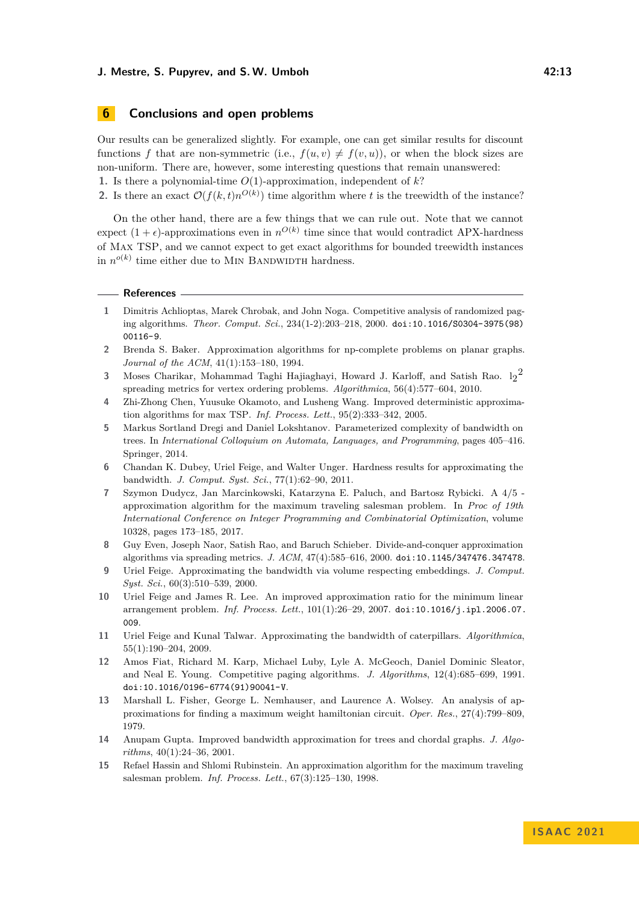## 6 Conclusions and open problems

Our results can be generalized slightly. For example, one can get similar results for discount functions $f$ that are non-symmetric (i.e., $f(u, v) \neq f(v, u)$), or when the block sizes are non-uniform. There are, however, some interesting questions that remain unanswered:

1. Is there a polynomial-time $O(1)$-approximation, independent of $k$?
2. Is there an exact $\mathcal{O}(f(k, t)n^{O(k)})$ time algorithm where $t$ is the treewidth of the instance?

On the other hand, there are a few things that we can rule out. Note that we cannot expect $(1 + \epsilon)$-approximations even in $n^{O(k)}$ time since that would contradict APX-hardness of Max TSP, and we cannot expect to get exact algorithms for bounded treewidth instances in $n^{o(k)}$ time either due to Min Bandwidth hardness.

## References

1. Dimitris Achlioptas, Marek Chrobak, and John Noga. Competitive analysis of randomized paging algorithms. *Theor. Comput. Sci.*, 234(1-2):203–218, 2000. doi:10.1016/S0304-3975(98)00116-9.
2. Brenda S. Baker. Approximation algorithms for np-complete problems on planar graphs. *Journal of the ACM*, 41(1):153–180, 1994.
3. Moses Charikar, Mohammad Taghi Hajiaghayi, Howard J. Karloff, and Satish Rao. $l_2^2$ spreading metrics for vertex ordering problems. *Algorithmica*, 56(4):577–604, 2010.
4. Zhi-Zhong Chen, Yuusuke Okamoto, and Lusheng Wang. Improved deterministic approximation algorithms for max TSP. *Inf. Process. Lett.*, 95(2):333–342, 2005.
5. Markus Sortland Dregi and Daniel Lokshtanov. Parameterized complexity of bandwidth on trees. In *International Colloquium on Automata, Languages, and Programming*, pages 405–416. Springer, 2014.
6. Chandan K. Dubey, Uriel Feige, and Walter Unger. Hardness results for approximating the bandwidth. *J. Comput. Syst. Sci.*, 77(1):62–90, 2011.
7. Szymon Dudycz, Jan Marcinkowski, Katarzyna E. Paluch, and Bartosz Rybicki. A 4/5 - approximation algorithm for the maximum traveling salesman problem. In *Proc of 19th International Conference on Integer Programming and Combinatorial Optimization*, volume 10328, pages 173–185, 2017.
8. Guy Even, Joseph Naor, Satish Rao, and Baruch Schieber. Divide-and-conquer approximation algorithms via spreading metrics. *J. ACM*, 47(4):585–616, 2000. doi:10.1145/347476.347478.
9. Uriel Feige. Approximating the bandwidth via volume respecting embeddings. *J. Comput. Syst. Sci.*, 60(3):510–539, 2000.
10. Uriel Feige and James R. Lee. An improved approximation ratio for the minimum linear arrangement problem. *Inf. Process. Lett.*, 101(1):26–29, 2007. doi:10.1016/j.ipl.2006.07.009.
11. Uriel Feige and Kunal Talwar. Approximating the bandwidth of caterpillars. *Algorithmica*, 55(1):190–204, 2009.
12. Amos Fiat, Richard M. Karp, Michael Luby, Lyle A. McGeoch, Daniel Dominic Sleator, and Neal E. Young. Competitive paging algorithms. *J. Algorithms*, 12(4):685–699, 1991. doi:10.1016/0196-6774(91)90041-V.
13. Marshall L. Fisher, George L. Nemhauser, and Laurence A. Wolsey. An analysis of approximations for finding a maximum weight hamiltonian circuit. *Oper. Res.*, 27(4):799–809, 1979.
14. Anupam Gupta. Improved bandwidth approximation for trees and chordal graphs. *J. Algorithms*, 40(1):24–36, 2001.
15. Refael Hassin and Shlomi Rubinstein. An approximation algorithm for the maximum traveling salesman problem. *Inf. Process. Lett.*, 67(3):125–130, 1998.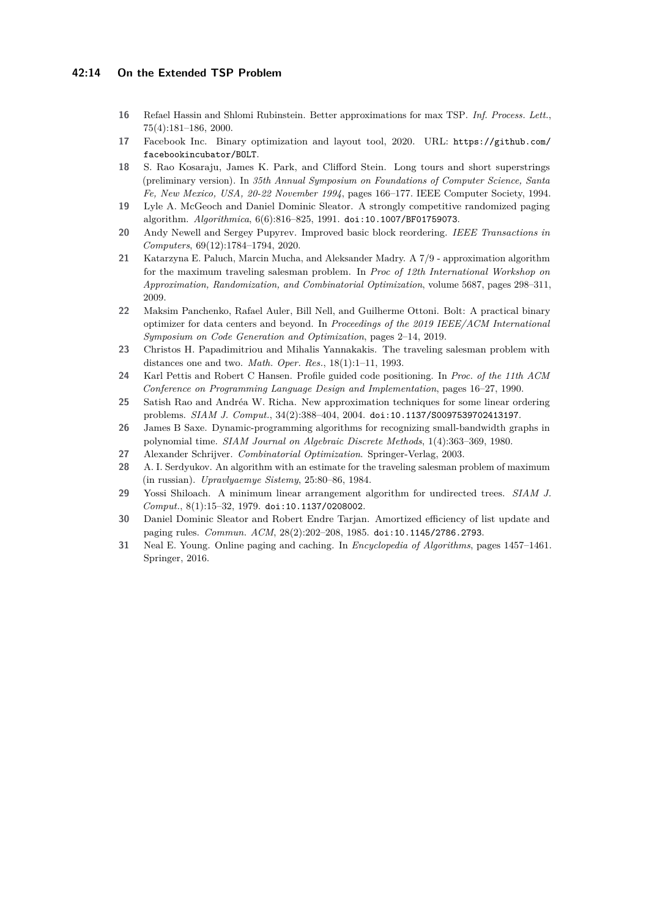16 Refael Hassin and Shlomi Rubinstein. Better approximations for max TSP. *Inf. Process. Lett.*, 75(4):181–186, 2000.

17 Facebook Inc. Binary optimization and layout tool, 2020. URL: https://github.com/facebookincubator/BOLT.

18 S. Rao Kosaraju, James K. Park, and Clifford Stein. Long tours and short superstrings (preliminary version). In *35th Annual Symposium on Foundations of Computer Science, Santa Fe, New Mexico, USA, 20-22 November 1994*, pages 166–177. IEEE Computer Society, 1994.

19 Lyle A. McGeoch and Daniel Dominic Sleator. A strongly competitive randomized paging algorithm. *Algorithmica*, 6(6):816–825, 1991. doi:10.1007/BF01759073.

20 Andy Newell and Sergey Pupyrev. Improved basic block reordering. *IEEE Transactions in Computers*, 69(12):1784–1794, 2020.

21 Katarzyna E. Paluch, Marcin Mucha, and Aleksander Madry. A 7/9 - approximation algorithm for the maximum traveling salesman problem. In *Proc of 12th International Workshop on Approximation, Randomization, and Combinatorial Optimization*, volume 5687, pages 298–311, 2009.

22 Maksim Panchenko, Rafael Auler, Bill Nell, and Guilherme Ottoni. Bolt: A practical binary optimizer for data centers and beyond. In *Proceedings of the 2019 IEEE/ACM International Symposium on Code Generation and Optimization*, pages 2–14, 2019.

23 Christos H. Papadimitriou and Mihalis Yannakakis. The traveling salesman problem with distances one and two. *Math. Oper. Res.*, 18(1):1–11, 1993.

24 Karl Pettis and Robert C Hansen. Profile guided code positioning. In *Proc. of the 11th ACM Conference on Programming Language Design and Implementation*, pages 16–27, 1990.

25 Satish Rao and Andréa W. Richa. New approximation techniques for some linear ordering problems. *SIAM J. Comput.*, 34(2):388–404, 2004. doi:10.1137/S0097539702413197.

26 James B Saxe. Dynamic-programming algorithms for recognizing small-bandwidth graphs in polynomial time. *SIAM Journal on Algebraic Discrete Methods*, 1(4):363–369, 1980.

27 Alexander Schrijver. *Combinatorial Optimization*. Springer-Verlag, 2003.

28 A. I. Serdyukov. An algorithm with an estimate for the traveling salesman problem of maximum (in russian). *Upravlyaemye Sistemy*, 25:80–86, 1984.

29 Yossi Shiloach. A minimum linear arrangement algorithm for undirected trees. *SIAM J. Comput.*, 8(1):15–32, 1979. doi:10.1137/0208002.

30 Daniel Dominic Sleator and Robert Endre Tarjan. Amortized efficiency of list update and paging rules. *Commun. ACM*, 28(2):202–208, 1985. doi:10.1145/2786.2793.

31 Neal E. Young. Online paging and caching. In *Encyclopedia of Algorithms*, pages 1457–1461. Springer, 2016.